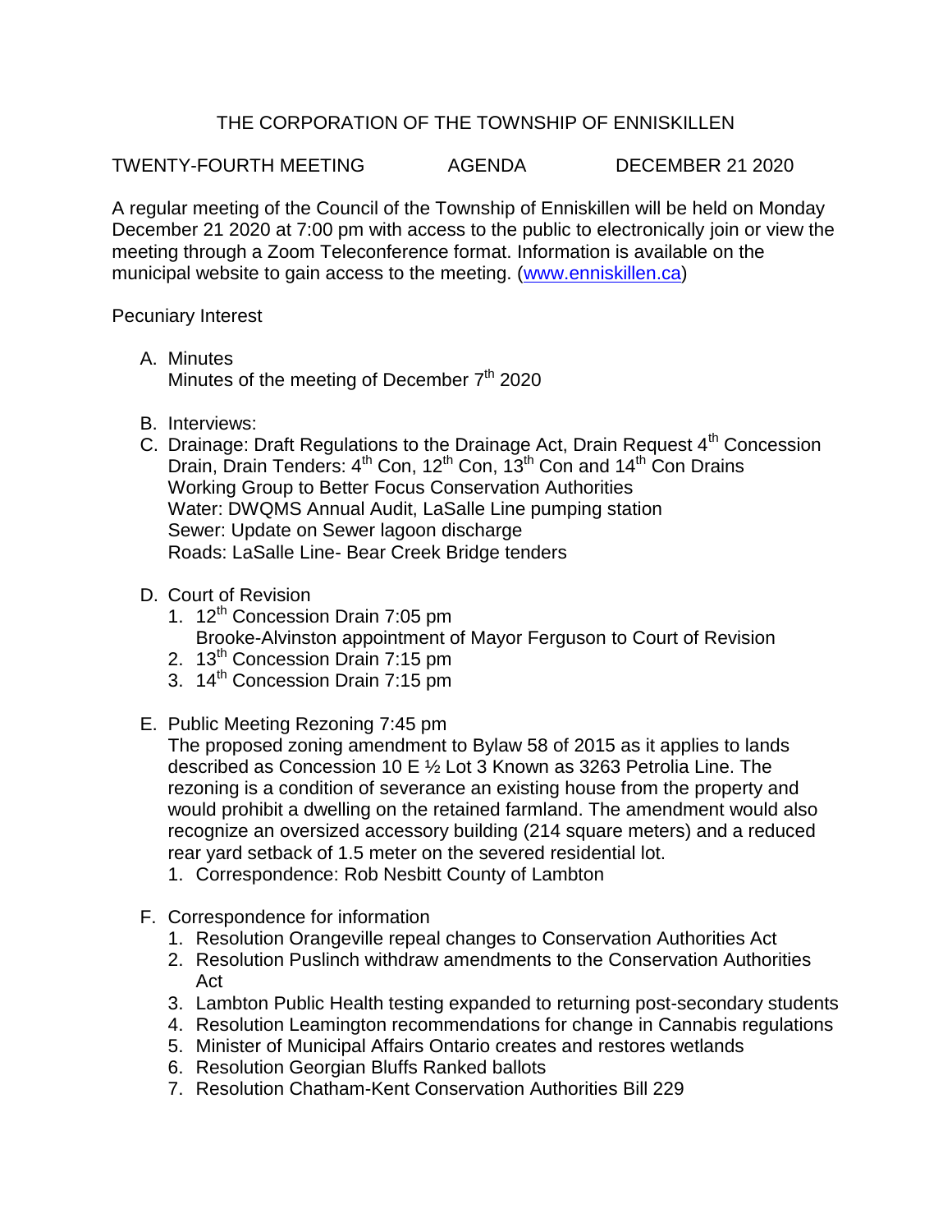# THE CORPORATION OF THE TOWNSHIP OF ENNISKILLEN

TWENTY-FOURTH MEETING AGENDA DECEMBER 21 2020

A regular meeting of the Council of the Township of Enniskillen will be held on Monday December 21 2020 at 7:00 pm with access to the public to electronically join or view the meeting through a Zoom Teleconference format. Information is available on the municipal website to gain access to the meeting. (www.enniskillen.ca)

Pecuniary Interest

A. Minutes
   Minutes of the meeting of December 7th 2020

B. Interviews:

C. Drainage: Draft Regulations to the Drainage Act, Drain Request 4th Concession Drain, Drain Tenders: 4th Con, 12th Con, 13th Con and 14th Con Drains
   Working Group to Better Focus Conservation Authorities
   Water: DWQMS Annual Audit, LaSalle Line pumping station
   Sewer: Update on Sewer lagoon discharge
   Roads: LaSalle Line- Bear Creek Bridge tenders

D. Court of Revision
   1. 12th Concession Drain 7:05 pm
      Brooke-Alvinston appointment of Mayor Ferguson to Court of Revision
   2. 13th Concession Drain 7:15 pm
   3. 14th Concession Drain 7:15 pm

E. Public Meeting Rezoning 7:45 pm
   The proposed zoning amendment to Bylaw 58 of 2015 as it applies to lands described as Concession 10 E ½ Lot 3 Known as 3263 Petrolia Line. The rezoning is a condition of severance an existing house from the property and would prohibit a dwelling on the retained farmland. The amendment would also recognize an oversized accessory building (214 square meters) and a reduced rear yard setback of 1.5 meter on the severed residential lot.
   1. Correspondence: Rob Nesbitt County of Lambton

F. Correspondence for information
   1. Resolution Orangeville repeal changes to Conservation Authorities Act
   2. Resolution Puslinch withdraw amendments to the Conservation Authorities Act
   3. Lambton Public Health testing expanded to returning post-secondary students
   4. Resolution Leamington recommendations for change in Cannabis regulations
   5. Minister of Municipal Affairs Ontario creates and restores wetlands
   6. Resolution Georgian Bluffs Ranked ballots
   7. Resolution Chatham-Kent Conservation Authorities Bill 229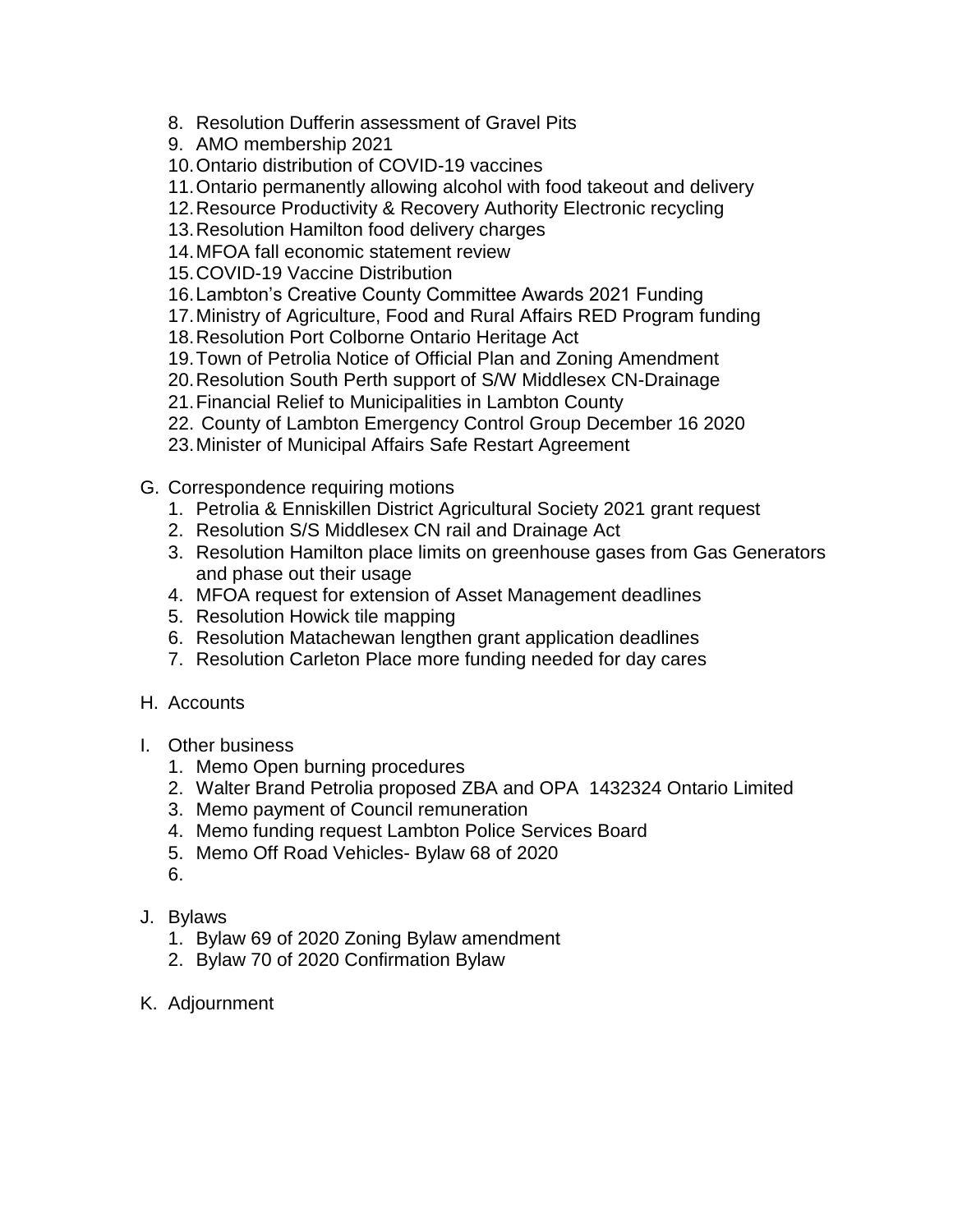8. Resolution Dufferin assessment of Gravel Pits
9. AMO membership 2021
10. Ontario distribution of COVID-19 vaccines
11. Ontario permanently allowing alcohol with food takeout and delivery
12. Resource Productivity & Recovery Authority Electronic recycling
13. Resolution Hamilton food delivery charges
14. MFOA fall economic statement review
15. COVID-19 Vaccine Distribution
16. Lambton's Creative County Committee Awards 2021 Funding
17. Ministry of Agriculture, Food and Rural Affairs RED Program funding
18. Resolution Port Colborne Ontario Heritage Act
19. Town of Petrolia Notice of Official Plan and Zoning Amendment
20. Resolution South Perth support of S/W Middlesex CN-Drainage
21. Financial Relief to Municipalities in Lambton County
22. County of Lambton Emergency Control Group December 16 2020
23. Minister of Municipal Affairs Safe Restart Agreement

G. Correspondence requiring motions
   1. Petrolia & Enniskillen District Agricultural Society 2021 grant request
   2. Resolution S/S Middlesex CN rail and Drainage Act
   3. Resolution Hamilton place limits on greenhouse gases from Gas Generators and phase out their usage
   4. MFOA request for extension of Asset Management deadlines
   5. Resolution Howick tile mapping
   6. Resolution Matachewan lengthen grant application deadlines
   7. Resolution Carleton Place more funding needed for day cares

H. Accounts

I. Other business
   1. Memo Open burning procedures
   2. Walter Brand Petrolia proposed ZBA and OPA 1432324 Ontario Limited
   3. Memo payment of Council remuneration
   4. Memo funding request Lambton Police Services Board
   5. Memo Off Road Vehicles- Bylaw 68 of 2020
   6.

J. Bylaws
   1. Bylaw 69 of 2020 Zoning Bylaw amendment
   2. Bylaw 70 of 2020 Confirmation Bylaw

K. Adjournment